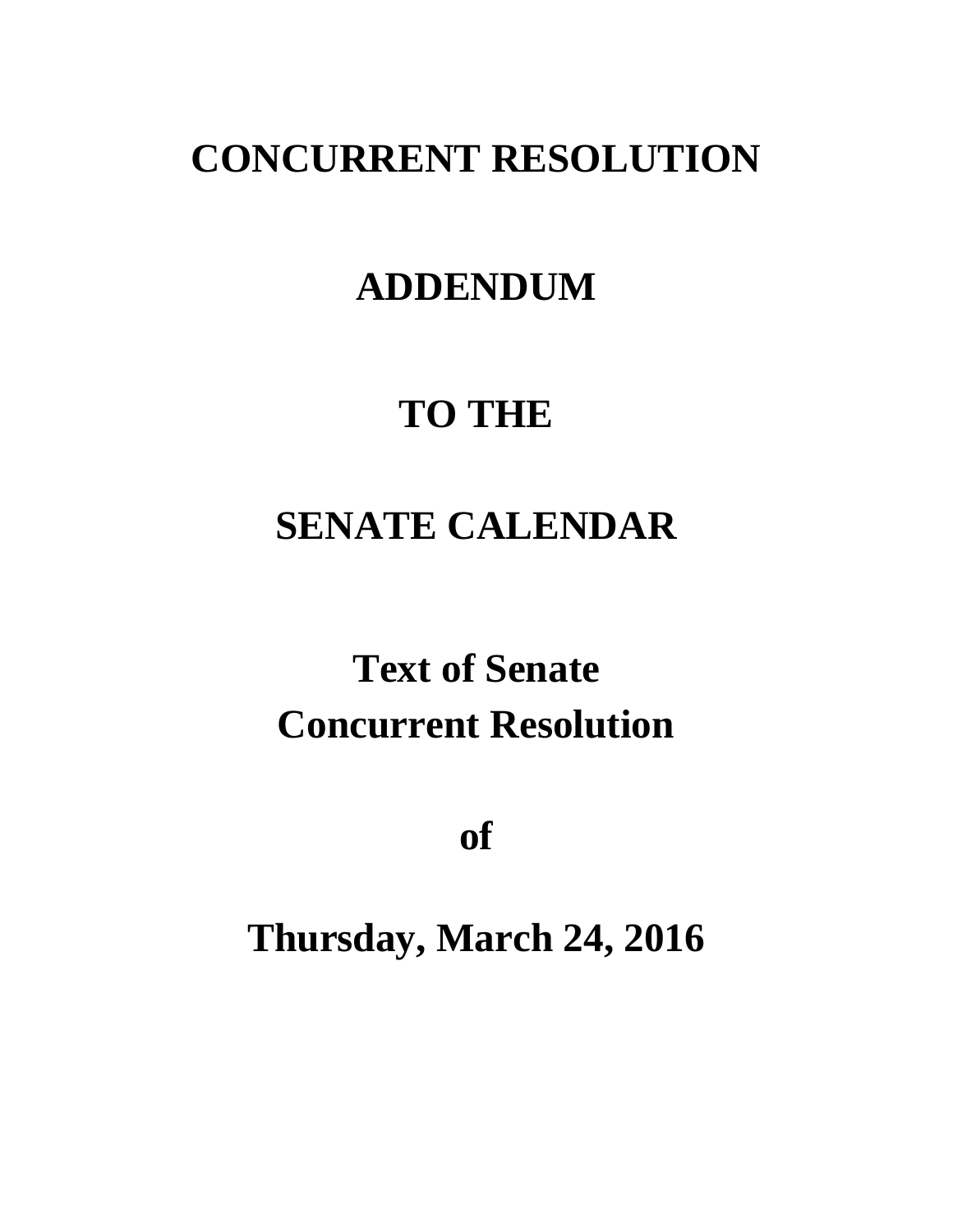# CONCURRENT RESOLUTION

# ADDENDUM

# TO THE

# SENATE CALENDAR

# Text of Senate Concurrent Resolution

# of

# Thursday, March 24, 2016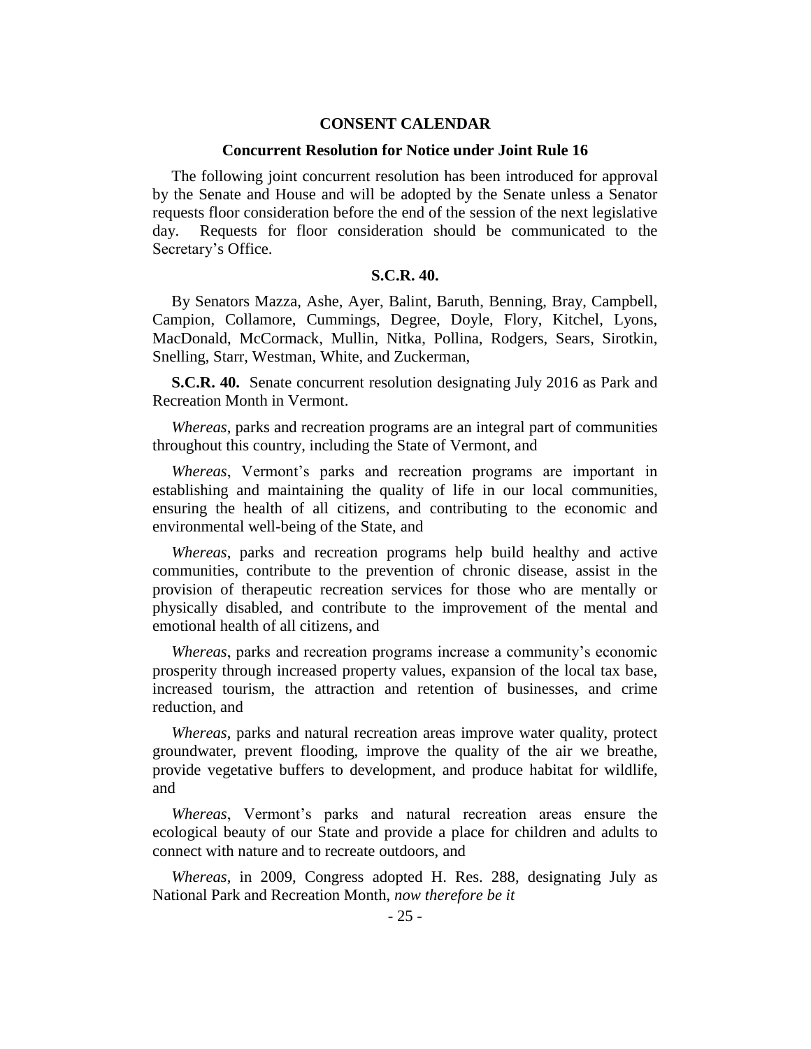## CONSENT CALENDAR

### Concurrent Resolution for Notice under Joint Rule 16

The following joint concurrent resolution has been introduced for approval by the Senate and House and will be adopted by the Senate unless a Senator requests floor consideration before the end of the session of the next legislative day. Requests for floor consideration should be communicated to the Secretary's Office.

### S.C.R. 40.

By Senators Mazza, Ashe, Ayer, Balint, Baruth, Benning, Bray, Campbell, Campion, Collamore, Cummings, Degree, Doyle, Flory, Kitchel, Lyons, MacDonald, McCormack, Mullin, Nitka, Pollina, Rodgers, Sears, Sirotkin, Snelling, Starr, Westman, White, and Zuckerman,

**S.C.R. 40.** Senate concurrent resolution designating July 2016 as Park and Recreation Month in Vermont.

*Whereas*, parks and recreation programs are an integral part of communities throughout this country, including the State of Vermont, and

*Whereas*, Vermont's parks and recreation programs are important in establishing and maintaining the quality of life in our local communities, ensuring the health of all citizens, and contributing to the economic and environmental well-being of the State, and

*Whereas*, parks and recreation programs help build healthy and active communities, contribute to the prevention of chronic disease, assist in the provision of therapeutic recreation services for those who are mentally or physically disabled, and contribute to the improvement of the mental and emotional health of all citizens, and

*Whereas*, parks and recreation programs increase a community's economic prosperity through increased property values, expansion of the local tax base, increased tourism, the attraction and retention of businesses, and crime reduction, and

*Whereas*, parks and natural recreation areas improve water quality, protect groundwater, prevent flooding, improve the quality of the air we breathe, provide vegetative buffers to development, and produce habitat for wildlife, and

*Whereas*, Vermont's parks and natural recreation areas ensure the ecological beauty of our State and provide a place for children and adults to connect with nature and to recreate outdoors, and

*Whereas*, in 2009, Congress adopted H. Res. 288, designating July as National Park and Recreation Month, *now therefore be it*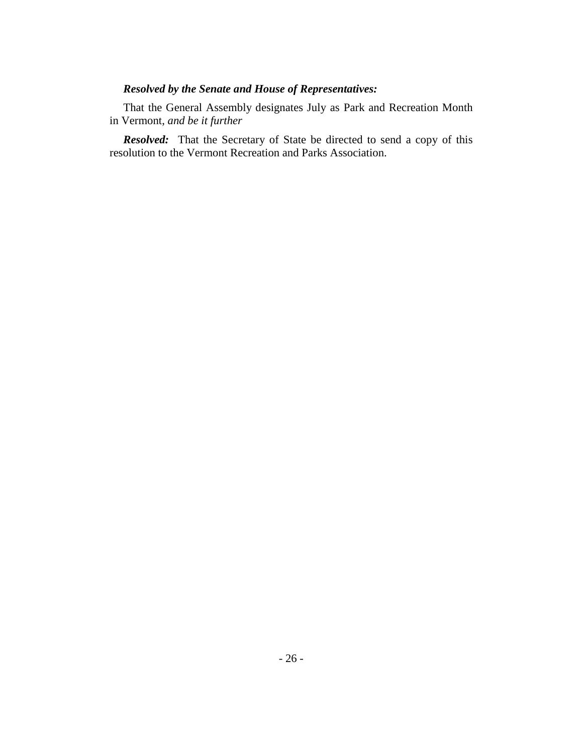***Resolved by the Senate and House of Representatives:***

That the General Assembly designates July as Park and Recreation Month in Vermont, *and be it further*

***Resolved:*** That the Secretary of State be directed to send a copy of this resolution to the Vermont Recreation and Parks Association.